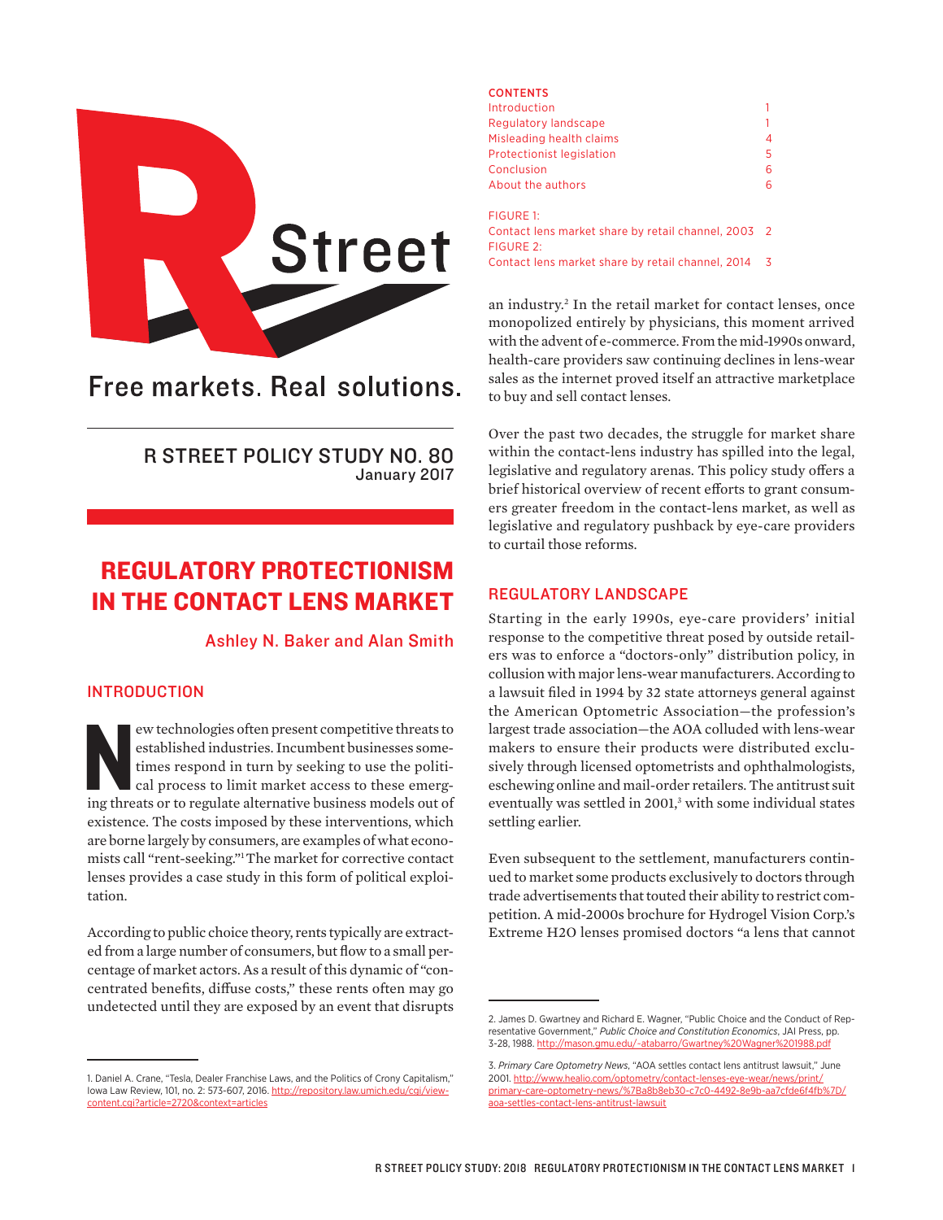R Street

Free markets. Real solutions.

R STREET POLICY STUDY NO. 80
January 2017

# REGULATORY PROTECTIONISM IN THE CONTACT LENS MARKET

Ashley N. Baker and Alan Smith

**CONTENTS**

| | |
|---|---|
| Introduction | 1 |
| Regulatory landscape | 1 |
| Misleading health claims | 4 |
| Protectionist legislation | 5 |
| Conclusion | 6 |
| About the authors | 6 |
| FIGURE 1: Contact lens market share by retail channel, 2003 | 2 |
| FIGURE 2: Contact lens market share by retail channel, 2014 | 3 |

## INTRODUCTION

New technologies often present competitive threats to established industries. Incumbent businesses sometimes respond in turn by seeking to use the political process to limit market access to these emerging threats or to regulate alternative business models out of existence. The costs imposed by these interventions, which are borne largely by consumers, are examples of what economists call "rent-seeking."[1] The market for corrective contact lenses provides a case study in this form of political exploitation.

According to public choice theory, rents typically are extracted from a large number of consumers, but flow to a small percentage of market actors. As a result of this dynamic of "concentrated benefits, diffuse costs," these rents often may go undetected until they are exposed by an event that disrupts an industry.[2] In the retail market for contact lenses, once monopolized entirely by physicians, this moment arrived with the advent of e-commerce. From the mid-1990s onward, health-care providers saw continuing declines in lens-wear sales as the internet proved itself an attractive marketplace to buy and sell contact lenses.

Over the past two decades, the struggle for market share within the contact-lens industry has spilled into the legal, legislative and regulatory arenas. This policy study offers a brief historical overview of recent efforts to grant consumers greater freedom in the contact-lens market, as well as legislative and regulatory pushback by eye-care providers to curtail those reforms.

## REGULATORY LANDSCAPE

Starting in the early 1990s, eye-care providers' initial response to the competitive threat posed by outside retailers was to enforce a "doctors-only" distribution policy, in collusion with major lens-wear manufacturers. According to a lawsuit filed in 1994 by 32 state attorneys general against the American Optometric Association—the profession's largest trade association—the AOA colluded with lens-wear makers to ensure their products were distributed exclusively through licensed optometrists and ophthalmologists, eschewing online and mail-order retailers. The antitrust suit eventually was settled in 2001,[3] with some individual states settling earlier.

Even subsequent to the settlement, manufacturers continued to market some products exclusively to doctors through trade advertisements that touted their ability to restrict competition. A mid-2000s brochure for Hydrogel Vision Corp.'s Extreme H2O lenses promised doctors "a lens that cannot

1. Daniel A. Crane, "Tesla, Dealer Franchise Laws, and the Politics of Crony Capitalism," Iowa Law Review, 101, no. 2: 573-607, 2016. http://repository.law.umich.edu/cgi/viewcontent.cgi?article=2720&context=articles

2. James D. Gwartney and Richard E. Wagner, "Public Choice and the Conduct of Representative Government," *Public Choice and Constitution Economics*, JAI Press, pp. 3-28, 1988. http://mason.gmu.edu/~atabarro/Gwartney%20Wagner%201988.pdf

3. *Primary Care Optometry News*, "AOA settles contact lens antitrust lawsuit," June 2001. http://www.healio.com/optometry/contact-lenses-eye-wear/news/print/primary-care-optometry-news/%7Ba8b8eb30-c7c0-4492-8e9b-aa7cfde6f4fb%7D/aoa-settles-contact-lens-antitrust-lawsuit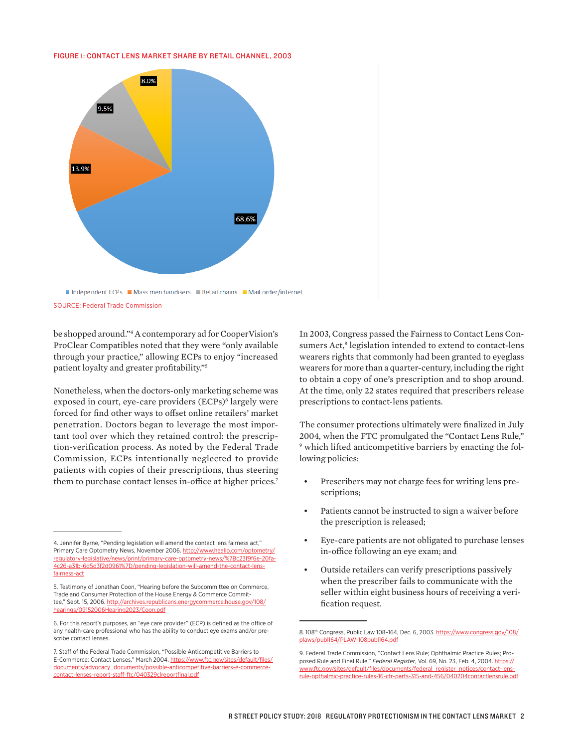FIGURE I: CONTACT LENS MARKET SHARE BY RETAIL CHANNEL, 2003

| Retail channel | Market share |
| --- | --- |
| Independent ECPs | 68.6% |
| Mass merchandisers | 13.9% |
| Retail chains | 9.5% |
| Mail order/internet | 8.0% |

SOURCE: Federal Trade Commission

be shopped around."[4] A contemporary ad for CooperVision's ProClear Compatibles noted that they were "only available through your practice," allowing ECPs to enjoy "increased patient loyalty and greater profitability."[5]

Nonetheless, when the doctors-only marketing scheme was exposed in court, eye-care providers (ECPs)[6] largely were forced for find other ways to offset online retailers' market penetration. Doctors began to leverage the most important tool over which they retained control: the prescription-verification process. As noted by the Federal Trade Commission, ECPs intentionally neglected to provide patients with copies of their prescriptions, thus steering them to purchase contact lenses in-office at higher prices.[7]

In 2003, Congress passed the Fairness to Contact Lens Consumers Act,[8] legislation intended to extend to contact-lens wearers rights that commonly had been granted to eyeglass wearers for more than a quarter-century, including the right to obtain a copy of one's prescription and to shop around. At the time, only 22 states required that prescribers release prescriptions to contact-lens patients.

The consumer protections ultimately were finalized in July 2004, when the FTC promulgated the "Contact Lens Rule," [9] which lifted anticompetitive barriers by enacting the following policies:

- Prescribers may not charge fees for writing lens prescriptions;
- Patients cannot be instructed to sign a waiver before the prescription is released;
- Eye-care patients are not obligated to purchase lenses in-office following an eye exam; and
- Outside retailers can verify prescriptions passively when the prescriber fails to communicate with the seller within eight business hours of receiving a verification request.

4. Jennifer Byrne, "Pending legislation will amend the contact lens fairness act," Primary Care Optometry News, November 2006. http://www.healio.com/optometry/regulatory-legislative/news/print/primary-care-optometry-news/%7Bc23f9f6e-20fa-4c26-a31b-6d5d3f2d0961%7D/pending-legislation-will-amend-the-contact-lens-fairness-act

5. Testimony of Jonathan Coon, "Hearing before the Subcommittee on Commerce, Trade and Consumer Protection of the House Energy & Commerce Committee," Sept. 15, 2006. http://archives.republicans.energycommerce.house.gov/108/hearings/09152006Hearing2023/Coon.pdf

6. For this report's purposes, an "eye care provider" (ECP) is defined as the office of any health-care professional who has the ability to conduct eye exams and/or prescribe contact lenses.

7. Staff of the Federal Trade Commission, "Possible Anticompetitive Barriers to E-Commerce: Contact Lenses," March 2004. https://www.ftc.gov/sites/default/files/documents/advocacy_documents/possible-anticompetitive-barriers-e-commerce-contact-lenses-report-staff-ftc/040329clreportfinal.pdf

8. 108th Congress, Public Law 108–164, Dec. 6, 2003. https://www.congress.gov/108/plaws/publ164/PLAW-108publ164.pdf

9. Federal Trade Commission, "Contact Lens Rule; Ophthalmic Practice Rules; Proposed Rule and Final Rule," *Federal Register*, Vol. 69, No. 23, Feb. 4, 2004. https://www.ftc.gov/sites/default/files/documents/federal_register_notices/contact-lens-rule-opthalmic-practice-rules-16-cfr-parts-315-and-456/040204contactlensrule.pdf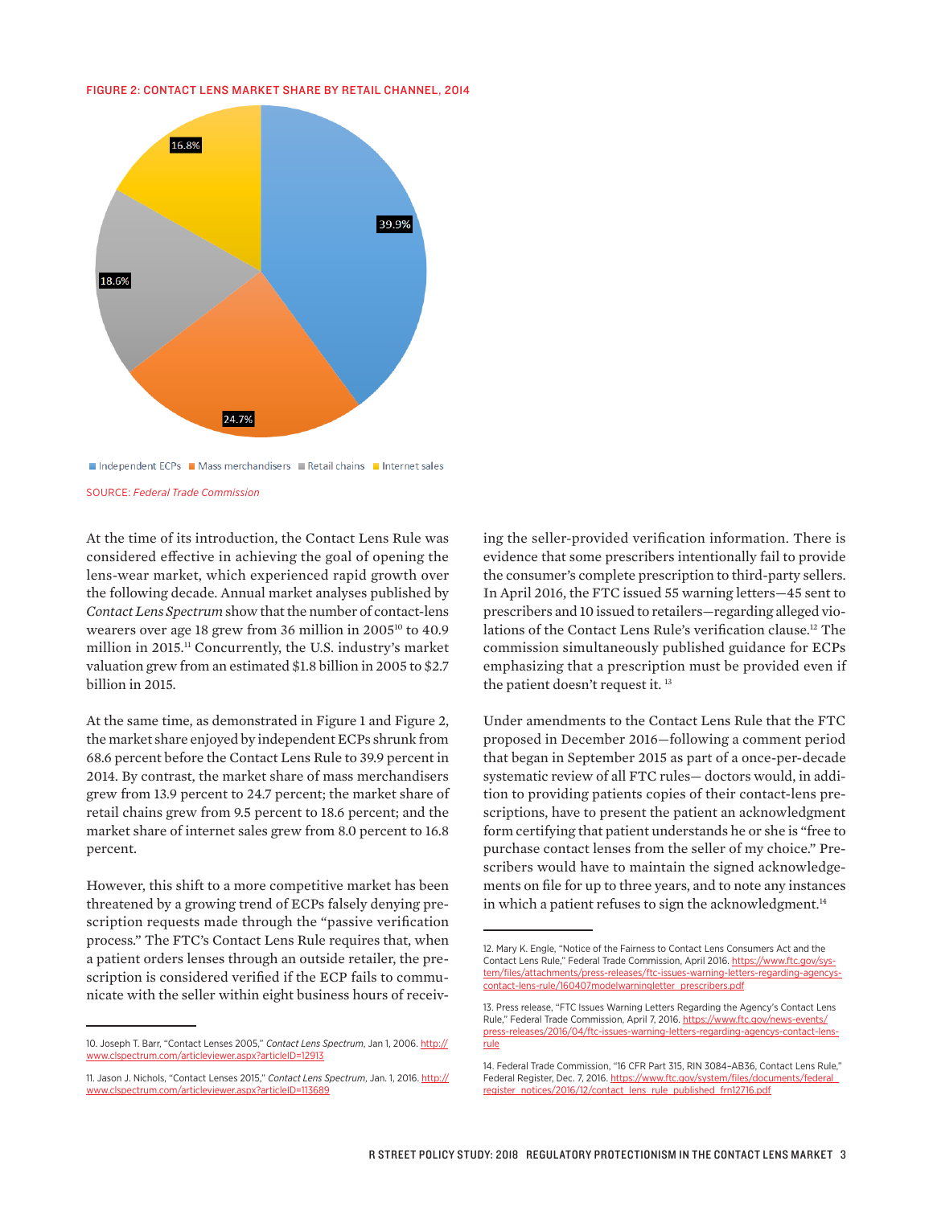FIGURE 2: CONTACT LENS MARKET SHARE BY RETAIL CHANNEL, 2014

| Retail channel | Market share |
| --- | --- |
| Independent ECPs | 39.9% |
| Mass merchandisers | 24.7% |
| Retail chains | 18.6% |
| Internet sales | 16.8% |

SOURCE: *Federal Trade Commission*

At the time of its introduction, the Contact Lens Rule was considered effective in achieving the goal of opening the lens-wear market, which experienced rapid growth over the following decade. Annual market analyses published by *Contact Lens Spectrum* show that the number of contact-lens wearers over age 18 grew from 36 million in 2005[10] to 40.9 million in 2015.[11] Concurrently, the U.S. industry's market valuation grew from an estimated $1.8 billion in 2005 to $2.7 billion in 2015.

At the same time, as demonstrated in Figure 1 and Figure 2, the market share enjoyed by independent ECPs shrunk from 68.6 percent before the Contact Lens Rule to 39.9 percent in 2014. By contrast, the market share of mass merchandisers grew from 13.9 percent to 24.7 percent; the market share of retail chains grew from 9.5 percent to 18.6 percent; and the market share of internet sales grew from 8.0 percent to 16.8 percent.

However, this shift to a more competitive market has been threatened by a growing trend of ECPs falsely denying prescription requests made through the "passive verification process." The FTC's Contact Lens Rule requires that, when a patient orders lenses through an outside retailer, the prescription is considered verified if the ECP fails to communicate with the seller within eight business hours of receiving the seller-provided verification information. There is evidence that some prescribers intentionally fail to provide the consumer's complete prescription to third-party sellers. In April 2016, the FTC issued 55 warning letters—45 sent to prescribers and 10 issued to retailers—regarding alleged violations of the Contact Lens Rule's verification clause.[12] The commission simultaneously published guidance for ECPs emphasizing that a prescription must be provided even if the patient doesn't request it.[13]

Under amendments to the Contact Lens Rule that the FTC proposed in December 2016—following a comment period that began in September 2015 as part of a once-per-decade systematic review of all FTC rules— doctors would, in addition to providing patients copies of their contact-lens prescriptions, have to present the patient an acknowledgment form certifying that patient understands he or she is "free to purchase contact lenses from the seller of my choice." Prescribers would have to maintain the signed acknowledgements on file for up to three years, and to note any instances in which a patient refuses to sign the acknowledgment.[14]

---

10. Joseph T. Barr, "Contact Lenses 2005," *Contact Lens Spectrum*, Jan 1, 2006. http://www.clspectrum.com/articleviewer.aspx?articleID=12913

11. Jason J. Nichols, "Contact Lenses 2015," *Contact Lens Spectrum*, Jan. 1, 2016. http://www.clspectrum.com/articleviewer.aspx?articleID=113689

12. Mary K. Engle, "Notice of the Fairness to Contact Lens Consumers Act and the Contact Lens Rule," Federal Trade Commission, April 2016. https://www.ftc.gov/system/files/attachments/press-releases/ftc-issues-warning-letters-regarding-agencys-contact-lens-rule/160407modelwarningletter_prescribers.pdf

13. Press release, "FTC Issues Warning Letters Regarding the Agency's Contact Lens Rule," Federal Trade Commission, April 7, 2016. https://www.ftc.gov/news-events/press-releases/2016/04/ftc-issues-warning-letters-regarding-agencys-contact-lens-rule

14. Federal Trade Commission, "16 CFR Part 315, RIN 3084–AB36, Contact Lens Rule," Federal Register, Dec. 7, 2016. https://www.ftc.gov/system/files/documents/federal_register_notices/2016/12/contact_lens_rule_published_frn12716.pdf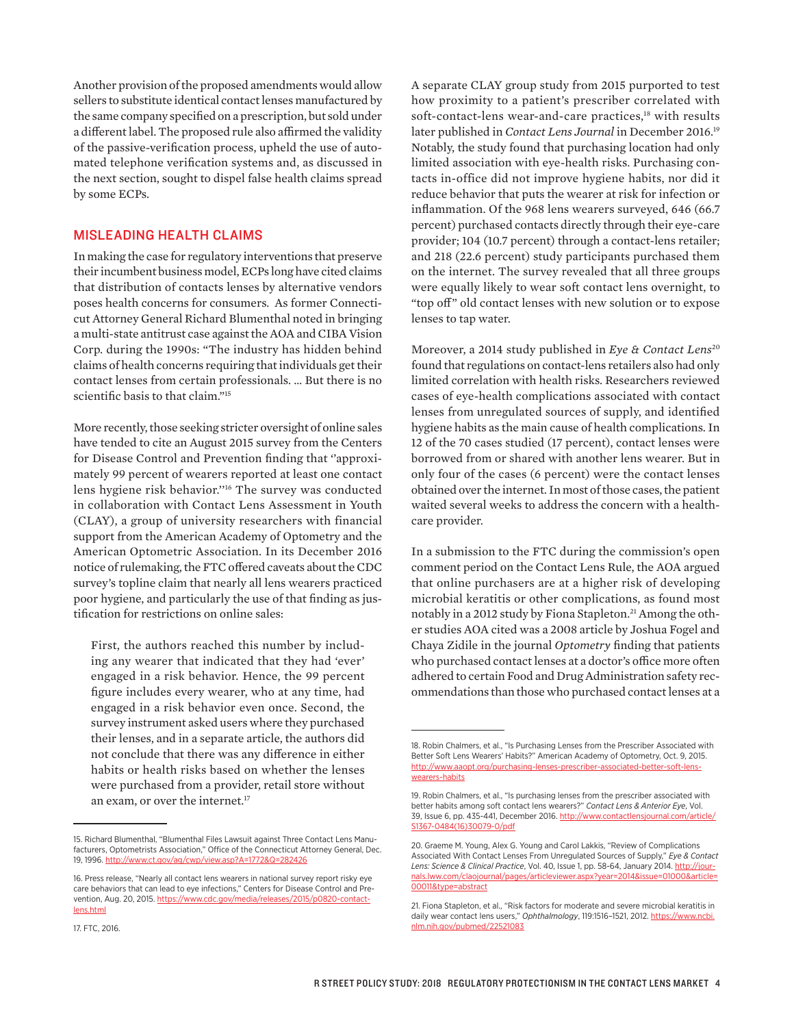Another provision of the proposed amendments would allow sellers to substitute identical contact lenses manufactured by the same company specified on a prescription, but sold under a different label. The proposed rule also affirmed the validity of the passive-verification process, upheld the use of automated telephone verification systems and, as discussed in the next section, sought to dispel false health claims spread by some ECPs.

## MISLEADING HEALTH CLAIMS

In making the case for regulatory interventions that preserve their incumbent business model, ECPs long have cited claims that distribution of contacts lenses by alternative vendors poses health concerns for consumers. As former Connecticut Attorney General Richard Blumenthal noted in bringing a multi-state antitrust case against the AOA and CIBA Vision Corp. during the 1990s: "The industry has hidden behind claims of health concerns requiring that individuals get their contact lenses from certain professionals. … But there is no scientific basis to that claim."[15]

More recently, those seeking stricter oversight of online sales have tended to cite an August 2015 survey from the Centers for Disease Control and Prevention finding that ''approximately 99 percent of wearers reported at least one contact lens hygiene risk behavior.''[16] The survey was conducted in collaboration with Contact Lens Assessment in Youth (CLAY), a group of university researchers with financial support from the American Academy of Optometry and the American Optometric Association. In its December 2016 notice of rulemaking, the FTC offered caveats about the CDC survey's topline claim that nearly all lens wearers practiced poor hygiene, and particularly the use of that finding as justification for restrictions on online sales:

> First, the authors reached this number by including any wearer that indicated that they had 'ever' engaged in a risk behavior. Hence, the 99 percent figure includes every wearer, who at any time, had engaged in a risk behavior even once. Second, the survey instrument asked users where they purchased their lenses, and in a separate article, the authors did not conclude that there was any difference in either habits or health risks based on whether the lenses were purchased from a provider, retail store without an exam, or over the internet.[17]

A separate CLAY group study from 2015 purported to test how proximity to a patient's prescriber correlated with soft-contact-lens wear-and-care practices,[18] with results later published in *Contact Lens Journal* in December 2016.[19] Notably, the study found that purchasing location had only limited association with eye-health risks. Purchasing contacts in-office did not improve hygiene habits, nor did it reduce behavior that puts the wearer at risk for infection or inflammation. Of the 968 lens wearers surveyed, 646 (66.7 percent) purchased contacts directly through their eye-care provider; 104 (10.7 percent) through a contact-lens retailer; and 218 (22.6 percent) study participants purchased them on the internet. The survey revealed that all three groups were equally likely to wear soft contact lens overnight, to "top off" old contact lenses with new solution or to expose lenses to tap water.

Moreover, a 2014 study published in *Eye & Contact Lens*[20] found that regulations on contact-lens retailers also had only limited correlation with health risks. Researchers reviewed cases of eye-health complications associated with contact lenses from unregulated sources of supply, and identified hygiene habits as the main cause of health complications. In 12 of the 70 cases studied (17 percent), contact lenses were borrowed from or shared with another lens wearer. But in only four of the cases (6 percent) were the contact lenses obtained over the internet. In most of those cases, the patient waited several weeks to address the concern with a healthcare provider.

In a submission to the FTC during the commission's open comment period on the Contact Lens Rule, the AOA argued that online purchasers are at a higher risk of developing microbial keratitis or other complications, as found most notably in a 2012 study by Fiona Stapleton.[21] Among the other studies AOA cited was a 2008 article by Joshua Fogel and Chaya Zidile in the journal *Optometry* finding that patients who purchased contact lenses at a doctor's office more often adhered to certain Food and Drug Administration safety recommendations than those who purchased contact lenses at a

---

15. Richard Blumenthal, "Blumenthal Files Lawsuit against Three Contact Lens Manufacturers, Optometrists Association," Office of the Connecticut Attorney General, Dec. 19, 1996. http://www.ct.gov/ag/cwp/view.asp?A=1772&Q=282426

16. Press release, "Nearly all contact lens wearers in national survey report risky eye care behaviors that can lead to eye infections," Centers for Disease Control and Prevention, Aug. 20, 2015. https://www.cdc.gov/media/releases/2015/p0820-contact-lens.html

17. FTC, 2016.

18. Robin Chalmers, et al., "Is Purchasing Lenses from the Prescriber Associated with Better Soft Lens Wearers' Habits?" American Academy of Optometry, Oct. 9, 2015. http://www.aaopt.org/purchasing-lenses-prescriber-associated-better-soft-lens-wearers-habits

19. Robin Chalmers, et al., "Is purchasing lenses from the prescriber associated with better habits among soft contact lens wearers?" *Contact Lens & Anterior Eye*, Vol. 39, Issue 6, pp. 435-441, December 2016. http://www.contactlensjournal.com/article/S1367-0484(16)30079-0/pdf

20. Graeme M. Young, Alex G. Young and Carol Lakkis, "Review of Complications Associated With Contact Lenses From Unregulated Sources of Supply," *Eye & Contact Lens: Science & Clinical Practice*, Vol. 40, Issue 1, pp. 58-64, January 2014. http://journals.lww.com/claojournal/pages/articleviewer.aspx?year=2014&issue=01000&article=00011&type=abstract

21. Fiona Stapleton, et al., "Risk factors for moderate and severe microbial keratitis in daily wear contact lens users," *Ophthalmology*, 119:1516–1521, 2012. https://www.ncbi.nlm.nih.gov/pubmed/22521083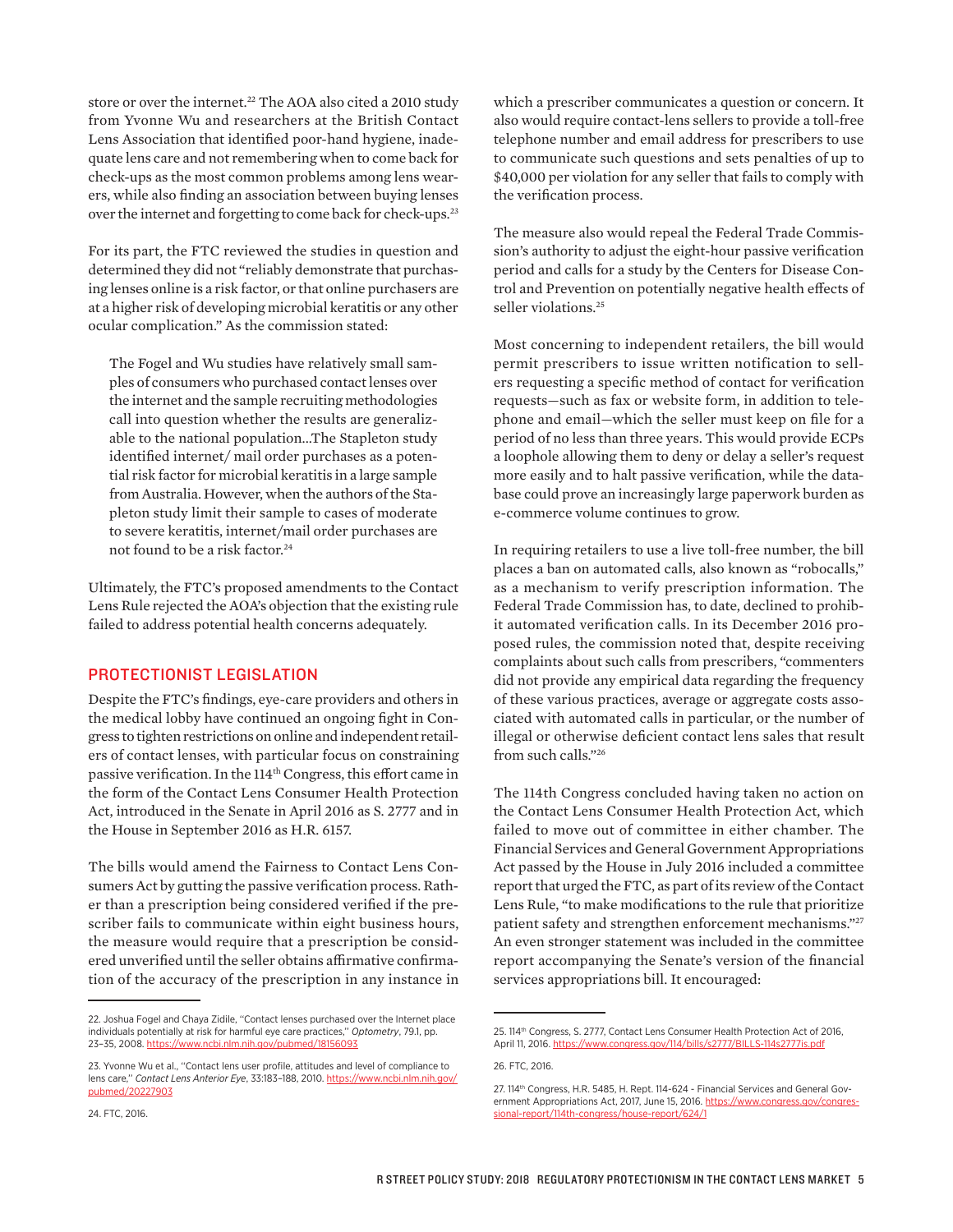store or over the internet.[22] The AOA also cited a 2010 study from Yvonne Wu and researchers at the British Contact Lens Association that identified poor-hand hygiene, inadequate lens care and not remembering when to come back for check-ups as the most common problems among lens wearers, while also finding an association between buying lenses over the internet and forgetting to come back for check-ups.[23]

For its part, the FTC reviewed the studies in question and determined they did not "reliably demonstrate that purchasing lenses online is a risk factor, or that online purchasers are at a higher risk of developing microbial keratitis or any other ocular complication." As the commission stated:

> The Fogel and Wu studies have relatively small samples of consumers who purchased contact lenses over the internet and the sample recruiting methodologies call into question whether the results are generalizable to the national population...The Stapleton study identified internet/ mail order purchases as a potential risk factor for microbial keratitis in a large sample from Australia. However, when the authors of the Stapleton study limit their sample to cases of moderate to severe keratitis, internet/mail order purchases are not found to be a risk factor.[24]

Ultimately, the FTC's proposed amendments to the Contact Lens Rule rejected the AOA's objection that the existing rule failed to address potential health concerns adequately.

## PROTECTIONIST LEGISLATION

Despite the FTC's findings, eye-care providers and others in the medical lobby have continued an ongoing fight in Congress to tighten restrictions on online and independent retailers of contact lenses, with particular focus on constraining passive verification. In the 114th Congress, this effort came in the form of the Contact Lens Consumer Health Protection Act, introduced in the Senate in April 2016 as S. 2777 and in the House in September 2016 as H.R. 6157.

The bills would amend the Fairness to Contact Lens Consumers Act by gutting the passive verification process. Rather than a prescription being considered verified if the prescriber fails to communicate within eight business hours, the measure would require that a prescription be considered unverified until the seller obtains affirmative confirmation of the accuracy of the prescription in any instance in which a prescriber communicates a question or concern. It also would require contact-lens sellers to provide a toll-free telephone number and email address for prescribers to use to communicate such questions and sets penalties of up to $40,000 per violation for any seller that fails to comply with the verification process.

The measure also would repeal the Federal Trade Commission's authority to adjust the eight-hour passive verification period and calls for a study by the Centers for Disease Control and Prevention on potentially negative health effects of seller violations.[25]

Most concerning to independent retailers, the bill would permit prescribers to issue written notification to sellers requesting a specific method of contact for verification requests—such as fax or website form, in addition to telephone and email—which the seller must keep on file for a period of no less than three years. This would provide ECPs a loophole allowing them to deny or delay a seller's request more easily and to halt passive verification, while the database could prove an increasingly large paperwork burden as e-commerce volume continues to grow.

In requiring retailers to use a live toll-free number, the bill places a ban on automated calls, also known as "robocalls," as a mechanism to verify prescription information. The Federal Trade Commission has, to date, declined to prohibit automated verification calls. In its December 2016 proposed rules, the commission noted that, despite receiving complaints about such calls from prescribers, "commenters did not provide any empirical data regarding the frequency of these various practices, average or aggregate costs associated with automated calls in particular, or the number of illegal or otherwise deficient contact lens sales that result from such calls."[26]

The 114th Congress concluded having taken no action on the Contact Lens Consumer Health Protection Act, which failed to move out of committee in either chamber. The Financial Services and General Government Appropriations Act passed by the House in July 2016 included a committee report that urged the FTC, as part of its review of the Contact Lens Rule, "to make modifications to the rule that prioritize patient safety and strengthen enforcement mechanisms."[27] An even stronger statement was included in the committee report accompanying the Senate's version of the financial services appropriations bill. It encouraged:

---

22. Joshua Fogel and Chaya Zidile, "Contact lenses purchased over the Internet place individuals potentially at risk for harmful eye care practices," *Optometry*, 79.1, pp. 23–35, 2008. https://www.ncbi.nlm.nih.gov/pubmed/18156093

23. Yvonne Wu et al., "Contact lens user profile, attitudes and level of compliance to lens care," *Contact Lens Anterior Eye*, 33:183–188, 2010. https://www.ncbi.nlm.nih.gov/pubmed/20227903

24. FTC, 2016.

25. 114th Congress, S. 2777, Contact Lens Consumer Health Protection Act of 2016, April 11, 2016. https://www.congress.gov/114/bills/s2777/BILLS-114s2777is.pdf

26. FTC, 2016.

27. 114th Congress, H.R. 5485, H. Rept. 114-624 - Financial Services and General Government Appropriations Act, 2017, June 15, 2016. https://www.congress.gov/congressional-report/114th-congress/house-report/624/1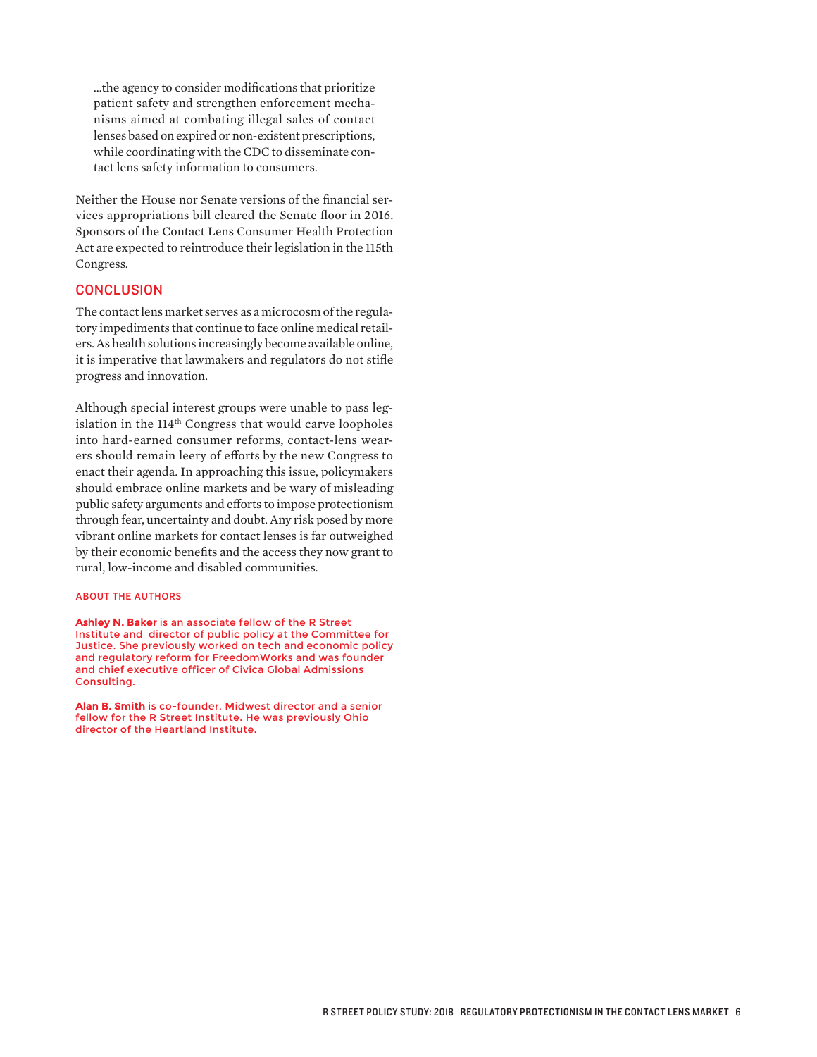...the agency to consider modifications that prioritize patient safety and strengthen enforcement mechanisms aimed at combating illegal sales of contact lenses based on expired or non-existent prescriptions, while coordinating with the CDC to disseminate contact lens safety information to consumers.

Neither the House nor Senate versions of the financial services appropriations bill cleared the Senate floor in 2016. Sponsors of the Contact Lens Consumer Health Protection Act are expected to reintroduce their legislation in the 115th Congress.

## CONCLUSION

The contact lens market serves as a microcosm of the regulatory impediments that continue to face online medical retailers. As health solutions increasingly become available online, it is imperative that lawmakers and regulators do not stifle progress and innovation.

Although special interest groups were unable to pass legislation in the 114th Congress that would carve loopholes into hard-earned consumer reforms, contact-lens wearers should remain leery of efforts by the new Congress to enact their agenda. In approaching this issue, policymakers should embrace online markets and be wary of misleading public safety arguments and efforts to impose protectionism through fear, uncertainty and doubt. Any risk posed by more vibrant online markets for contact lenses is far outweighed by their economic benefits and the access they now grant to rural, low-income and disabled communities.

### ABOUT THE AUTHORS

**Ashley N. Baker** is an associate fellow of the R Street Institute and director of public policy at the Committee for Justice. She previously worked on tech and economic policy and regulatory reform for FreedomWorks and was founder and chief executive officer of Civica Global Admissions Consulting.

**Alan B. Smith** is co-founder, Midwest director and a senior fellow for the R Street Institute. He was previously Ohio director of the Heartland Institute.